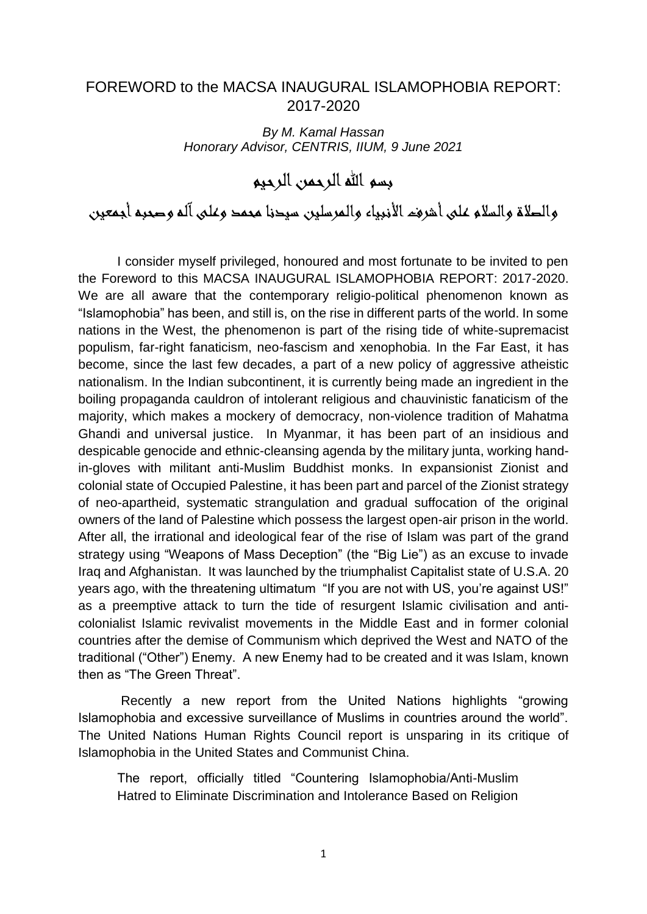# FOREWORD to the MACSA INAUGURAL ISLAMOPHOBIA REPORT: 2017-2020

*By M. Kamal Hassan*
*Honorary Advisor, CENTRIS, IIUM, 9 June 2021*

بسم الله الرحمن الرحيم

والصلاة والسلام على أشرف الأنبياء والمرسلين سيدنا محمد وعلى آله وصحبه أجمعين

I consider myself privileged, honoured and most fortunate to be invited to pen the Foreword to this MACSA INAUGURAL ISLAMOPHOBIA REPORT: 2017-2020. We are all aware that the contemporary religio-political phenomenon known as "Islamophobia" has been, and still is, on the rise in different parts of the world. In some nations in the West, the phenomenon is part of the rising tide of white-supremacist populism, far-right fanaticism, neo-fascism and xenophobia. In the Far East, it has become, since the last few decades, a part of a new policy of aggressive atheistic nationalism. In the Indian subcontinent, it is currently being made an ingredient in the boiling propaganda cauldron of intolerant religious and chauvinistic fanaticism of the majority, which makes a mockery of democracy, non-violence tradition of Mahatma Ghandi and universal justice. In Myanmar, it has been part of an insidious and despicable genocide and ethnic-cleansing agenda by the military junta, working hand-in-gloves with militant anti-Muslim Buddhist monks. In expansionist Zionist and colonial state of Occupied Palestine, it has been part and parcel of the Zionist strategy of neo-apartheid, systematic strangulation and gradual suffocation of the original owners of the land of Palestine which possess the largest open-air prison in the world. After all, the irrational and ideological fear of the rise of Islam was part of the grand strategy using "Weapons of Mass Deception" (the "Big Lie") as an excuse to invade Iraq and Afghanistan. It was launched by the triumphalist Capitalist state of U.S.A. 20 years ago, with the threatening ultimatum "If you are not with US, you're against US!" as a preemptive attack to turn the tide of resurgent Islamic civilisation and anti-colonialist Islamic revivalist movements in the Middle East and in former colonial countries after the demise of Communism which deprived the West and NATO of the traditional ("Other") Enemy. A new Enemy had to be created and it was Islam, known then as "The Green Threat".

Recently a new report from the United Nations highlights "growing Islamophobia and excessive surveillance of Muslims in countries around the world". The United Nations Human Rights Council report is unsparing in its critique of Islamophobia in the United States and Communist China.

> The report, officially titled "Countering Islamophobia/Anti-Muslim Hatred to Eliminate Discrimination and Intolerance Based on Religion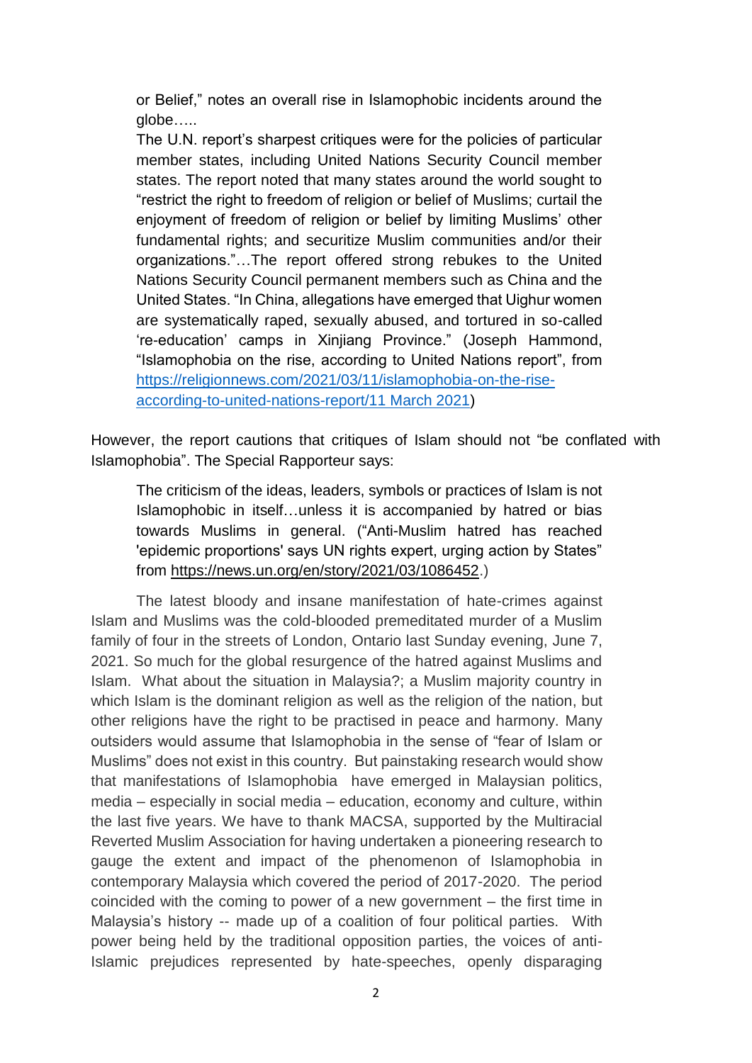> or Belief," notes an overall rise in Islamophobic incidents around the globe…..
> The U.N. report's sharpest critiques were for the policies of particular member states, including United Nations Security Council member states. The report noted that many states around the world sought to "restrict the right to freedom of religion or belief of Muslims; curtail the enjoyment of freedom of religion or belief by limiting Muslims' other fundamental rights; and securitize Muslim communities and/or their organizations."…The report offered strong rebukes to the United Nations Security Council permanent members such as China and the United States. "In China, allegations have emerged that Uighur women are systematically raped, sexually abused, and tortured in so-called 're-education' camps in Xinjiang Province." (Joseph Hammond, "Islamophobia on the rise, according to United Nations report", from https://religionnews.com/2021/03/11/islamophobia-on-the-rise-according-to-united-nations-report/11 March 2021)

However, the report cautions that critiques of Islam should not "be conflated with Islamophobia". The Special Rapporteur says:

> The criticism of the ideas, leaders, symbols or practices of Islam is not Islamophobic in itself…unless it is accompanied by hatred or bias towards Muslims in general. ("Anti-Muslim hatred has reached 'epidemic proportions' says UN rights expert, urging action by States" from https://news.un.org/en/story/2021/03/1086452.)

The latest bloody and insane manifestation of hate-crimes against Islam and Muslims was the cold-blooded premeditated murder of a Muslim family of four in the streets of London, Ontario last Sunday evening, June 7, 2021. So much for the global resurgence of the hatred against Muslims and Islam. What about the situation in Malaysia?; a Muslim majority country in which Islam is the dominant religion as well as the religion of the nation, but other religions have the right to be practised in peace and harmony. Many outsiders would assume that Islamophobia in the sense of "fear of Islam or Muslims" does not exist in this country. But painstaking research would show that manifestations of Islamophobia have emerged in Malaysian politics, media – especially in social media – education, economy and culture, within the last five years. We have to thank MACSA, supported by the Multiracial Reverted Muslim Association for having undertaken a pioneering research to gauge the extent and impact of the phenomenon of Islamophobia in contemporary Malaysia which covered the period of 2017-2020. The period coincided with the coming to power of a new government – the first time in Malaysia's history -- made up of a coalition of four political parties. With power being held by the traditional opposition parties, the voices of anti-Islamic prejudices represented by hate-speeches, openly disparaging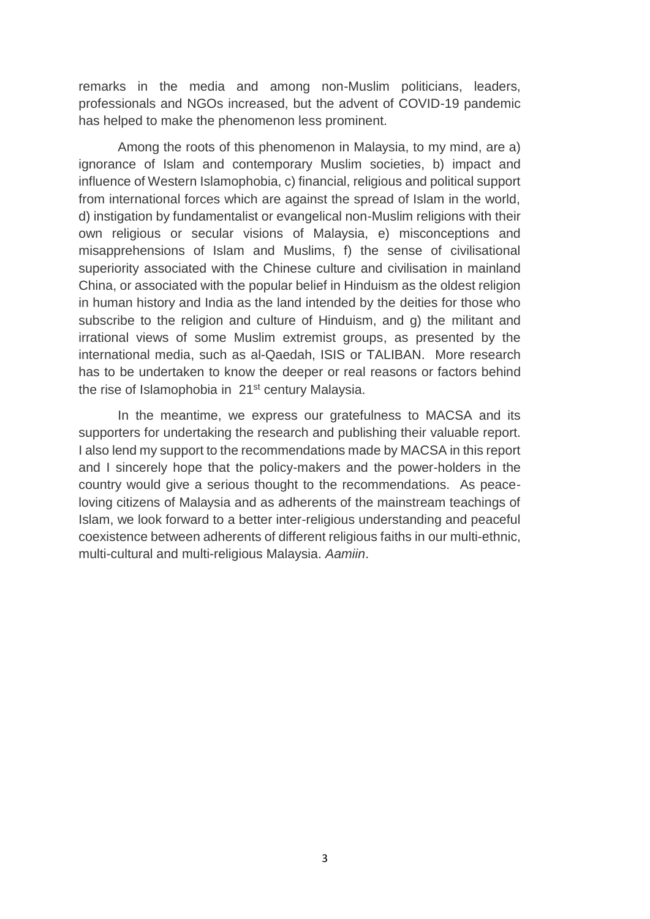remarks in the media and among non-Muslim politicians, leaders, professionals and NGOs increased, but the advent of COVID-19 pandemic has helped to make the phenomenon less prominent.

Among the roots of this phenomenon in Malaysia, to my mind, are a) ignorance of Islam and contemporary Muslim societies, b) impact and influence of Western Islamophobia, c) financial, religious and political support from international forces which are against the spread of Islam in the world, d) instigation by fundamentalist or evangelical non-Muslim religions with their own religious or secular visions of Malaysia, e) misconceptions and misapprehensions of Islam and Muslims, f) the sense of civilisational superiority associated with the Chinese culture and civilisation in mainland China, or associated with the popular belief in Hinduism as the oldest religion in human history and India as the land intended by the deities for those who subscribe to the religion and culture of Hinduism, and g) the militant and irrational views of some Muslim extremist groups, as presented by the international media, such as al-Qaedah, ISIS or TALIBAN. More research has to be undertaken to know the deeper or real reasons or factors behind the rise of Islamophobia in 21st century Malaysia.

In the meantime, we express our gratefulness to MACSA and its supporters for undertaking the research and publishing their valuable report. I also lend my support to the recommendations made by MACSA in this report and I sincerely hope that the policy-makers and the power-holders in the country would give a serious thought to the recommendations. As peace-loving citizens of Malaysia and as adherents of the mainstream teachings of Islam, we look forward to a better inter-religious understanding and peaceful coexistence between adherents of different religious faiths in our multi-ethnic, multi-cultural and multi-religious Malaysia. *Aamiin*.